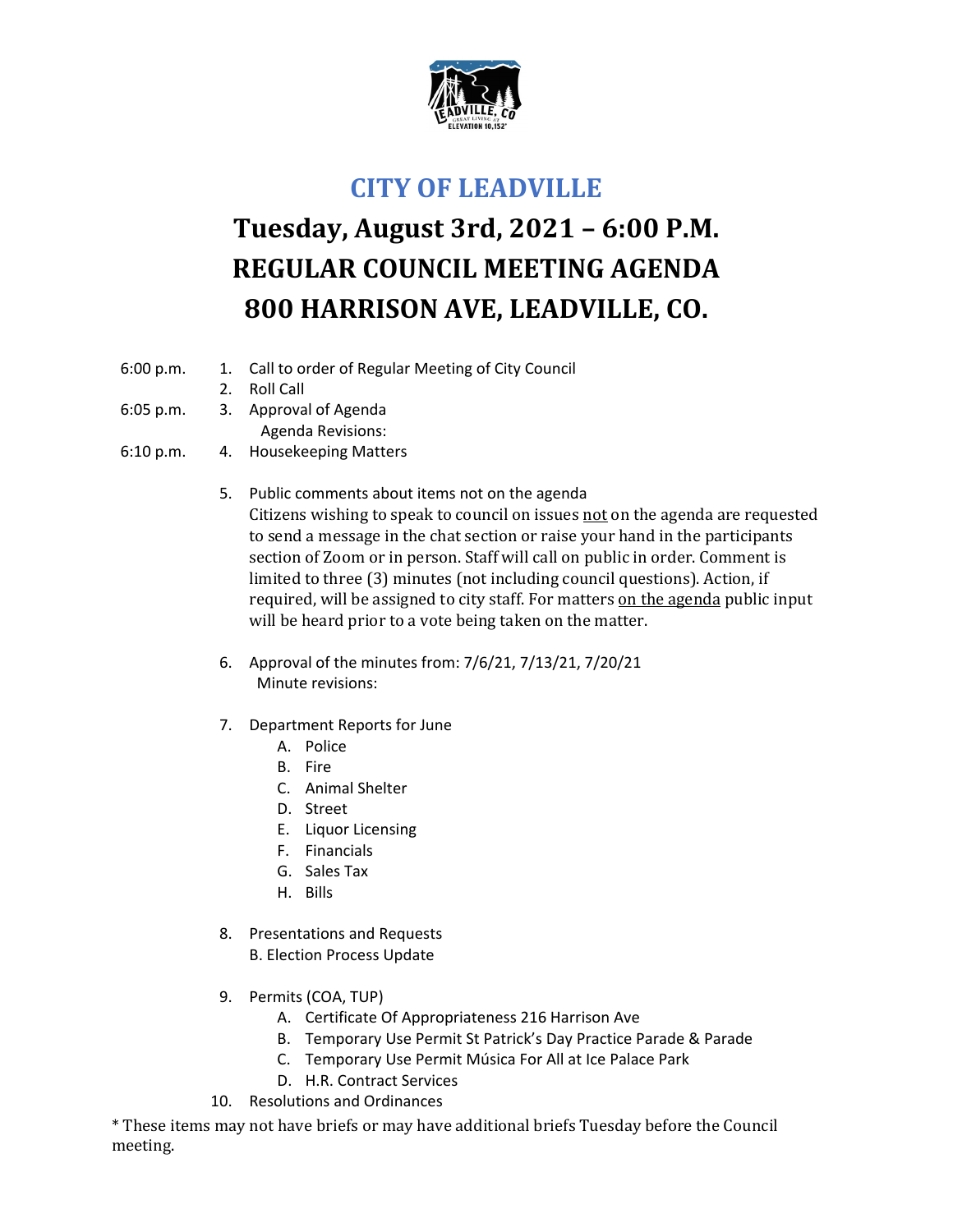# CITY OF LEADVILLE

## Tuesday, August 3rd, 2021 – 6:00 P.M.

## REGULAR COUNCIL MEETING AGENDA

## 800 HARRISON AVE, LEADVILLE, CO.

6:00 p.m.

1. Call to order of Regular Meeting of City Council
2. Roll Call

6:05 p.m.

3. Approval of Agenda
   Agenda Revisions:

6:10 p.m.

4. Housekeeping Matters

5. Public comments about items not on the agenda
   Citizens wishing to speak to council on issues not on the agenda are requested to send a message in the chat section or raise your hand in the participants section of Zoom or in person. Staff will call on public in order. Comment is limited to three (3) minutes (not including council questions). Action, if required, will be assigned to city staff. For matters on the agenda public input will be heard prior to a vote being taken on the matter.

6. Approval of the minutes from: 7/6/21, 7/13/21, 7/20/21
   Minute revisions:

7. Department Reports for June
   - A. Police
   - B. Fire
   - C. Animal Shelter
   - D. Street
   - E. Liquor Licensing
   - F. Financials
   - G. Sales Tax
   - H. Bills

8. Presentations and Requests
   B. Election Process Update

9. Permits (COA, TUP)
   - A. Certificate Of Appropriateness 216 Harrison Ave
   - B. Temporary Use Permit St Patrick's Day Practice Parade & Parade
   - C. Temporary Use Permit Música For All at Ice Palace Park
   - D. H.R. Contract Services

10. Resolutions and Ordinances

* These items may not have briefs or may have additional briefs Tuesday before the Council meeting.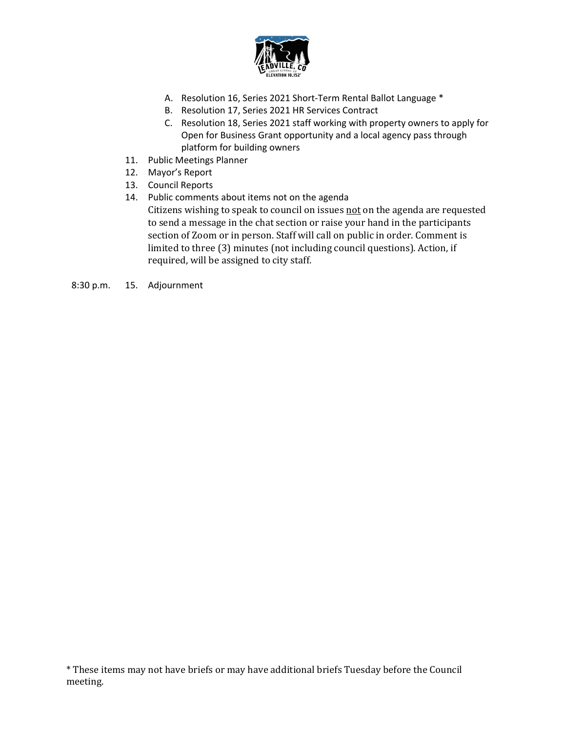A. Resolution 16, Series 2021 Short-Term Rental Ballot Language *
   B. Resolution 17, Series 2021 HR Services Contract
   C. Resolution 18, Series 2021 staff working with property owners to apply for Open for Business Grant opportunity and a local agency pass through platform for building owners

11. Public Meetings Planner
12. Mayor's Report
13. Council Reports
14. Public comments about items not on the agenda
    Citizens wishing to speak to council on issues <u>not</u> on the agenda are requested to send a message in the chat section or raise your hand in the participants section of Zoom or in person. Staff will call on public in order. Comment is limited to three (3) minutes (not including council questions). Action, if required, will be assigned to city staff.

8:30 p.m. 15. Adjournment

* These items may not have briefs or may have additional briefs Tuesday before the Council meeting.